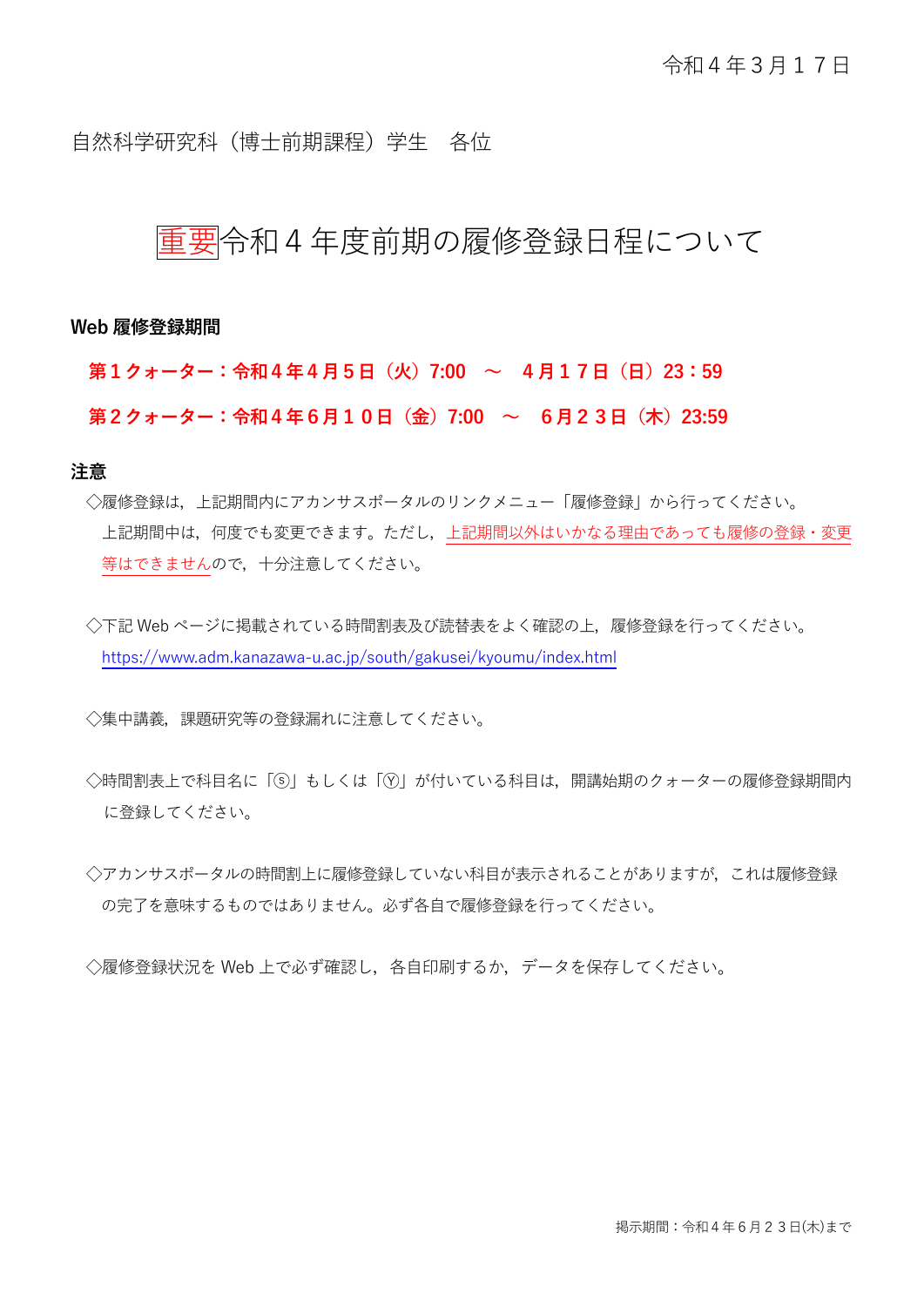令和４年３月１７日

自然科学研究科（博士前期課程）学生　各位

# 重要令和４年度前期の履修登録日程について

**Web 履修登録期間**

**第１クォーター：令和４年４月５日（火）7:00　～　４月１７日（日）23：59**

**第２クォーター：令和４年６月１０日（金）7:00　～　６月２３日（木）23:59**

**注意**

◇履修登録は，上記期間内にアカンサスポータルのリンクメニュー「履修登録」から行ってください。
上記期間中は，何度でも変更できます。ただし，上記期間以外はいかなる理由であっても履修の登録・変更等はできませんので，十分注意してください。

◇下記 Web ページに掲載されている時間割表及び読替表をよく確認の上，履修登録を行ってください。
https://www.adm.kanazawa-u.ac.jp/south/gakusei/kyoumu/index.html

◇集中講義，課題研究等の登録漏れに注意してください。

◇時間割表上で科目名に「ⓢ」もしくは「Ⓨ」が付いている科目は，開講始期のクォーターの履修登録期間内に登録してください。

◇アカンサスポータルの時間割上に履修登録していない科目が表示されることがありますが，これは履修登録の完了を意味するものではありません。必ず各自で履修登録を行ってください。

◇履修登録状況を Web 上で必ず確認し，各自印刷するか，データを保存してください。

掲示期間：令和４年６月２３日(木)まで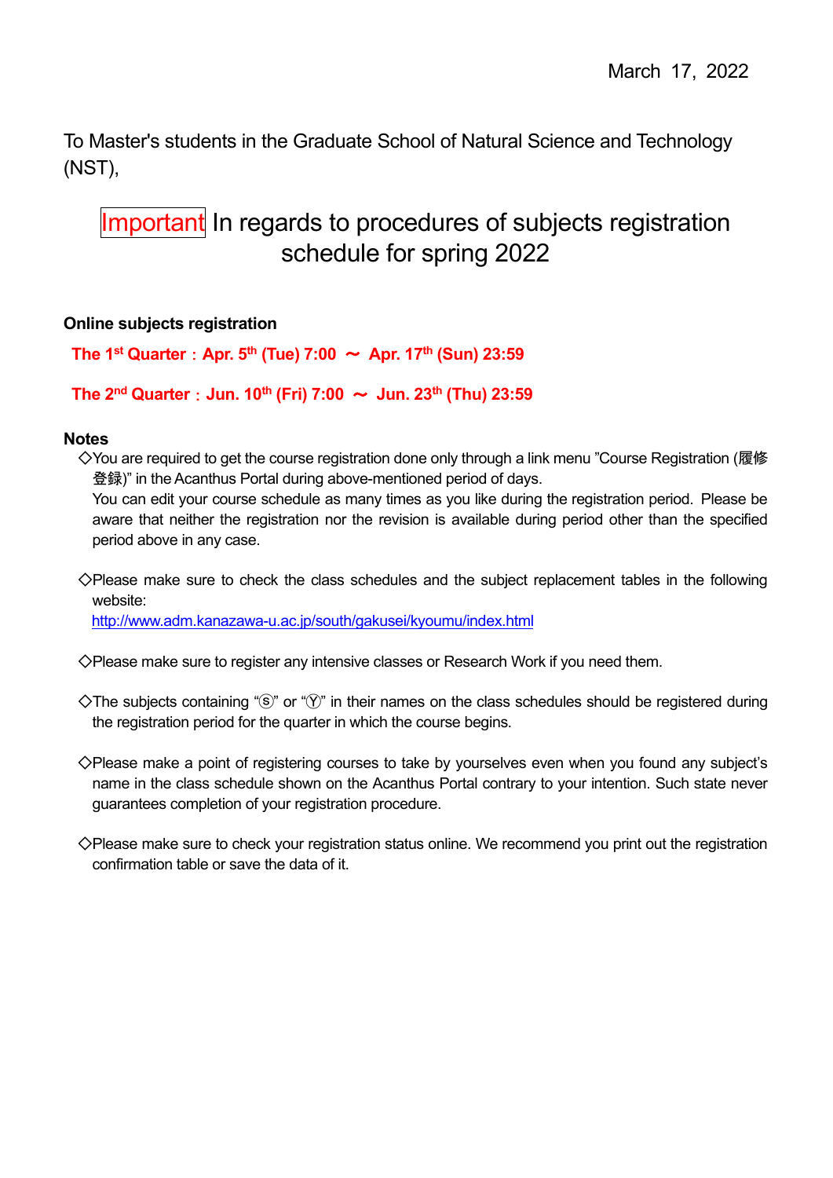March 17, 2022

To Master's students in the Graduate School of Natural Science and Technology (NST),

# Important In regards to procedures of subjects registration schedule for spring 2022

**Online subjects registration**

**The 1st Quarter : Apr. 5th (Tue) 7:00 ～ Apr. 17th (Sun) 23:59**

**The 2nd Quarter : Jun. 10th (Fri) 7:00 ～ Jun. 23th (Thu) 23:59**

**Notes**

◇You are required to get the course registration done only through a link menu "Course Registration (履修登録)" in the Acanthus Portal during above-mentioned period of days.
You can edit your course schedule as many times as you like during the registration period. Please be aware that neither the registration nor the revision is available during period other than the specified period above in any case.

◇Please make sure to check the class schedules and the subject replacement tables in the following website:
http://www.adm.kanazawa-u.ac.jp/south/gakusei/kyoumu/index.html

◇Please make sure to register any intensive classes or Research Work if you need them.

◇The subjects containing "ⓢ" or "Ⓨ" in their names on the class schedules should be registered during the registration period for the quarter in which the course begins.

◇Please make a point of registering courses to take by yourselves even when you found any subject's name in the class schedule shown on the Acanthus Portal contrary to your intention. Such state never guarantees completion of your registration procedure.

◇Please make sure to check your registration status online. We recommend you print out the registration confirmation table or save the data of it.